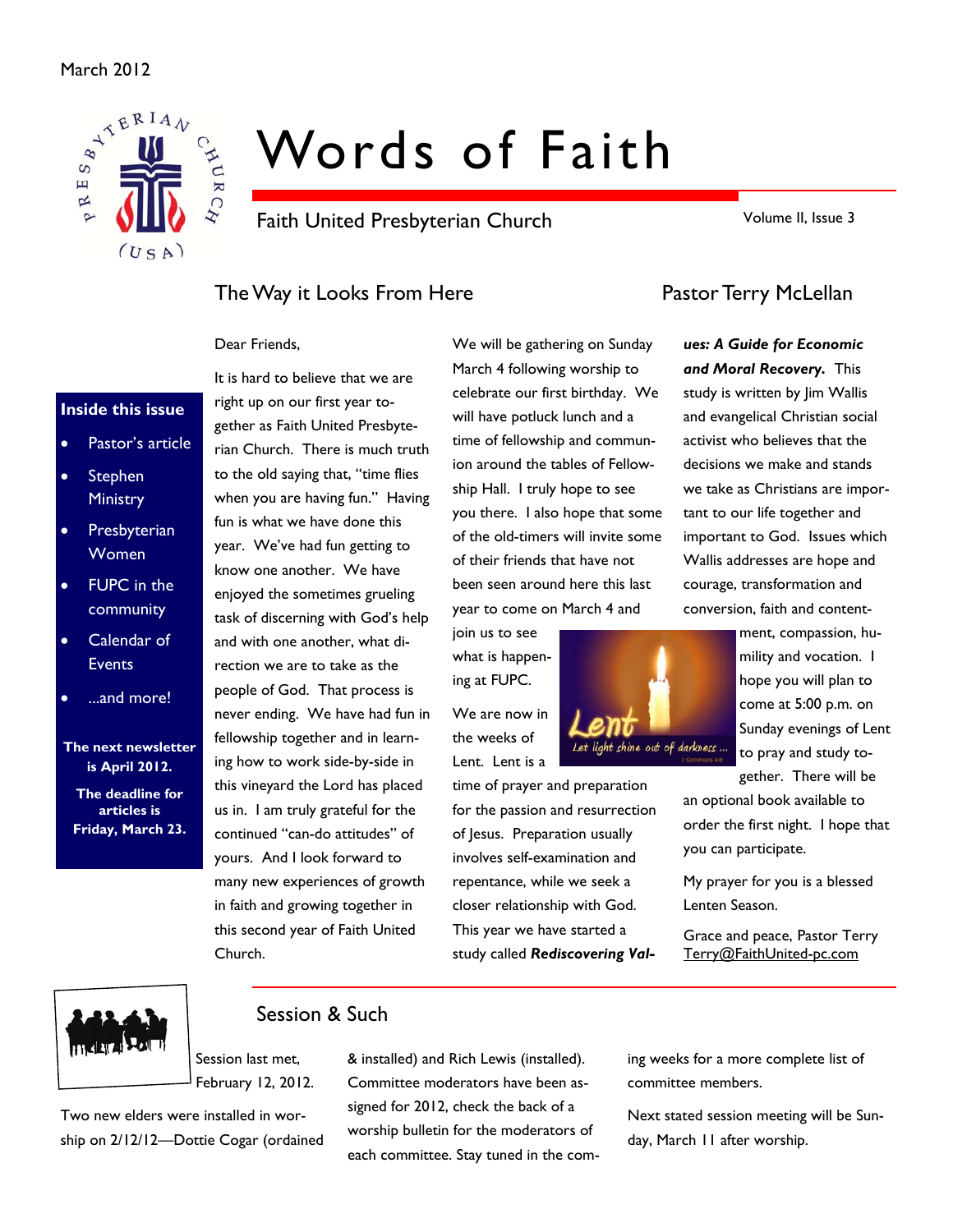March 2012

# Words of Faith

Faith United Presbyterian Church

Volume II, Issue 3

**Inside this issue**

- Pastor's article
- Stephen Ministry
- Presbyterian Women
- FUPC in the community
- Calendar of Events
- ...and more!

**The next newsletter is April 2012.**

**The deadline for articles is Friday, March 23.**

## The Way it Looks From Here

Pastor Terry McLellan

Dear Friends,

It is hard to believe that we are right up on our first year together as Faith United Presbyterian Church. There is much truth to the old saying that, "time flies when you are having fun." Having fun is what we have done this year. We've had fun getting to know one another. We have enjoyed the sometimes grueling task of discerning with God's help and with one another, what direction we are to take as the people of God. That process is never ending. We have had fun in fellowship together and in learning how to work side-by-side in this vineyard the Lord has placed us in. I am truly grateful for the continued "can-do attitudes" of yours. And I look forward to many new experiences of growth in faith and growing together in this second year of Faith United Church.

We will be gathering on Sunday March 4 following worship to celebrate our first birthday. We will have potluck lunch and a time of fellowship and communion around the tables of Fellowship Hall. I truly hope to see you there. I also hope that some of the old-timers will invite some of their friends that have not been seen around here this last year to come on March 4 and join us to see what is happening at FUPC.

We are now in the weeks of Lent. Lent is a time of prayer and preparation for the passion and resurrection of Jesus. Preparation usually involves self-examination and repentance, while we seek a closer relationship with God. This year we have started a study called ***Rediscovering Values: A Guide for Economic and Moral Recovery.*** This study is written by Jim Wallis and evangelical Christian social activist who believes that the decisions we make and stands we take as Christians are important to our life together and important to God. Issues which Wallis addresses are hope and courage, transformation and conversion, faith and contentment, compassion, humility and vocation. I hope you will plan to come at 5:00 p.m. on Sunday evenings of Lent to pray and study together. There will be an optional book available to order the first night. I hope that you can participate.

My prayer for you is a blessed Lenten Season.

Grace and peace, Pastor Terry
Terry@FaithUnited-pc.com

## Session & Such

Session last met, February 12, 2012.

Two new elders were installed in worship on 2/12/12—Dottie Cogar (ordained & installed) and Rich Lewis (installed). Committee moderators have been assigned for 2012, check the back of a worship bulletin for the moderators of each committee. Stay tuned in the coming weeks for a more complete list of committee members.

Next stated session meeting will be Sunday, March 11 after worship.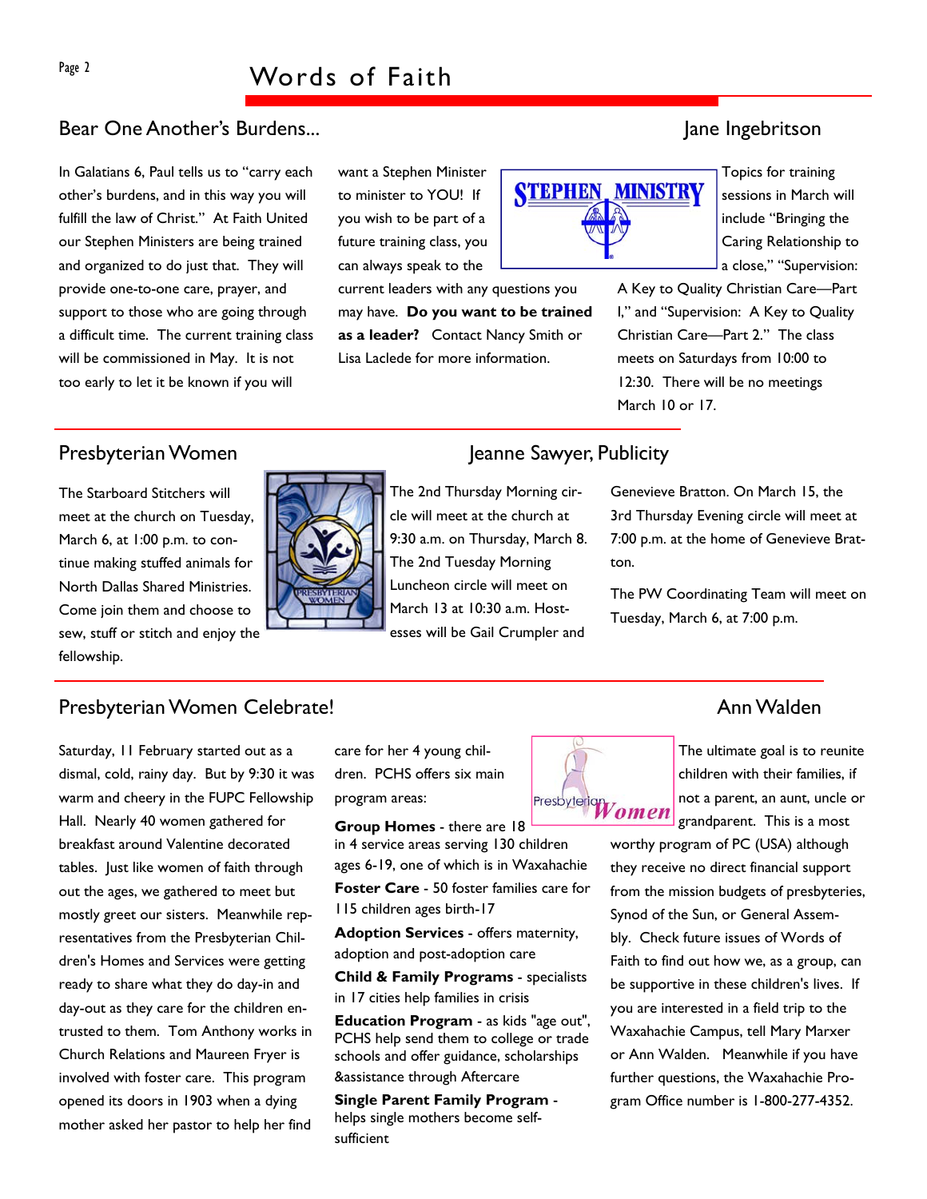## Bear One Another's Burdens...

Jane Ingebritson

In Galatians 6, Paul tells us to "carry each other's burdens, and in this way you will fulfill the law of Christ." At Faith United our Stephen Ministers are being trained and organized to do just that. They will provide one-to-one care, prayer, and support to those who are going through a difficult time. The current training class will be commissioned in May. It is not too early to let it be known if you will want a Stephen Minister to minister to YOU! If you wish to be part of a future training class, you can always speak to the current leaders with any questions you may have. **Do you want to be trained as a leader?** Contact Nancy Smith or Lisa Laclede for more information.

Topics for training sessions in March will include "Bringing the Caring Relationship to a close," "Supervision: A Key to Quality Christian Care—Part I," and "Supervision: A Key to Quality Christian Care—Part 2." The class meets on Saturdays from 10:00 to 12:30. There will be no meetings March 10 or 17.

## Presbyterian Women

Jeanne Sawyer, Publicity

The Starboard Stitchers will meet at the church on Tuesday, March 6, at 1:00 p.m. to continue making stuffed animals for North Dallas Shared Ministries. Come join them and choose to sew, stuff or stitch and enjoy the fellowship.

The 2nd Thursday Morning circle will meet at the church at 9:30 a.m. on Thursday, March 8. The 2nd Tuesday Morning Luncheon circle will meet on March 13 at 10:30 a.m. Hostesses will be Gail Crumpler and Genevieve Bratton. On March 15, the 3rd Thursday Evening circle will meet at 7:00 p.m. at the home of Genevieve Bratton.

The PW Coordinating Team will meet on Tuesday, March 6, at 7:00 p.m.

## Presbyterian Women Celebrate!

Ann Walden

Saturday, 11 February started out as a dismal, cold, rainy day. But by 9:30 it was warm and cheery in the FUPC Fellowship Hall. Nearly 40 women gathered for breakfast around Valentine decorated tables. Just like women of faith through out the ages, we gathered to meet but mostly greet our sisters. Meanwhile representatives from the Presbyterian Children's Homes and Services were getting ready to share what they do day-in and day-out as they care for the children entrusted to them. Tom Anthony works in Church Relations and Maureen Fryer is involved with foster care. This program opened its doors in 1903 when a dying mother asked her pastor to help her find care for her 4 young children. PCHS offers six main program areas:

**Group Homes** - there are 18 in 4 service areas serving 130 children ages 6-19, one of which is in Waxahachie

**Foster Care** - 50 foster families care for 115 children ages birth-17

**Adoption Services** - offers maternity, adoption and post-adoption care

**Child & Family Programs** - specialists in 17 cities help families in crisis

**Education Program** - as kids "age out", PCHS help send them to college or trade schools and offer guidance, scholarships &assistance through Aftercare

**Single Parent Family Program** - helps single mothers become self-sufficient

The ultimate goal is to reunite children with their families, if not a parent, an aunt, uncle or grandparent. This is a most worthy program of PC (USA) although they receive no direct financial support from the mission budgets of presbyteries, Synod of the Sun, or General Assembly. Check future issues of Words of Faith to find out how we, as a group, can be supportive in these children's lives. If you are interested in a field trip to the Waxahachie Campus, tell Mary Marxer or Ann Walden. Meanwhile if you have further questions, the Waxahachie Program Office number is 1-800-277-4352.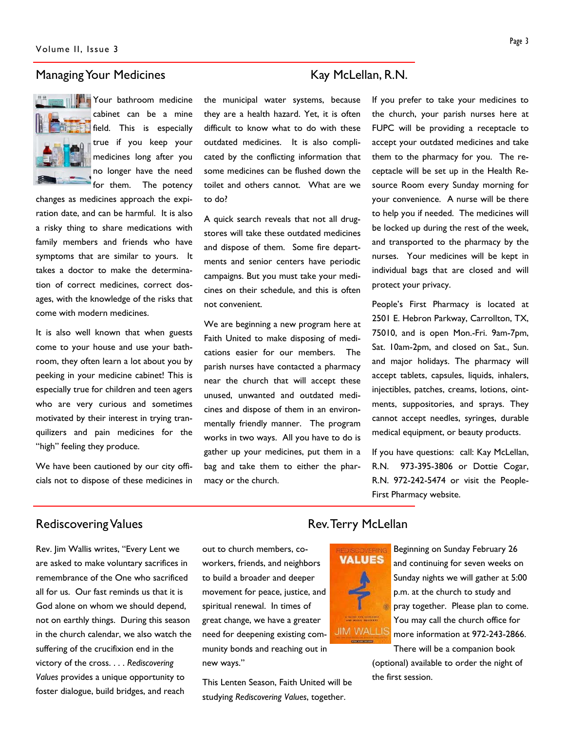## Managing Your Medicines

Kay McLellan, R.N.

Your bathroom medicine cabinet can be a mine field. This is especially true if you keep your medicines long after you no longer have the need for them. The potency changes as medicines approach the expiration date, and can be harmful. It is also a risky thing to share medications with family members and friends who have symptoms that are similar to yours. It takes a doctor to make the determination of correct medicines, correct dosages, with the knowledge of the risks that come with modern medicines.

It is also well known that when guests come to your house and use your bathroom, they often learn a lot about you by peeking in your medicine cabinet! This is especially true for children and teen agers who are very curious and sometimes motivated by their interest in trying tranquilizers and pain medicines for the "high" feeling they produce.

We have been cautioned by our city officials not to dispose of these medicines in the municipal water systems, because they are a health hazard. Yet, it is often difficult to know what to do with these outdated medicines. It is also complicated by the conflicting information that some medicines can be flushed down the toilet and others cannot. What are we to do?

A quick search reveals that not all drugstores will take these outdated medicines and dispose of them. Some fire departments and senior centers have periodic campaigns. But you must take your medicines on their schedule, and this is often not convenient.

We are beginning a new program here at Faith United to make disposing of medications easier for our members. The parish nurses have contacted a pharmacy near the church that will accept these unused, unwanted and outdated medicines and dispose of them in an environmentally friendly manner. The program works in two ways. All you have to do is gather up your medicines, put them in a bag and take them to either the pharmacy or the church.

If you prefer to take your medicines to the church, your parish nurses here at FUPC will be providing a receptacle to accept your outdated medicines and take them to the pharmacy for you. The receptacle will be set up in the Health Resource Room every Sunday morning for your convenience. A nurse will be there to help you if needed. The medicines will be locked up during the rest of the week, and transported to the pharmacy by the nurses. Your medicines will be kept in individual bags that are closed and will protect your privacy.

People's First Pharmacy is located at 2501 E. Hebron Parkway, Carrollton, TX, 75010, and is open Mon.-Fri. 9am-7pm, Sat. 10am-2pm, and closed on Sat., Sun. and major holidays. The pharmacy will accept tablets, capsules, liquids, inhalers, injectibles, patches, creams, lotions, ointments, suppositories, and sprays. They cannot accept needles, syringes, durable medical equipment, or beauty products.

If you have questions: call: Kay McLellan, R.N. 973-395-3806 or Dottie Cogar, R.N. 972-242-5474 or visit the People-First Pharmacy website.

## Rediscovering Values

Rev. Terry McLellan

Rev. Jim Wallis writes, "Every Lent we are asked to make voluntary sacrifices in remembrance of the One who sacrificed all for us. Our fast reminds us that it is God alone on whom we should depend, not on earthly things. During this season in the church calendar, we also watch the suffering of the crucifixion end in the victory of the cross. . . . *Rediscovering Values* provides a unique opportunity to foster dialogue, build bridges, and reach out to church members, co-workers, friends, and neighbors to build a broader and deeper movement for peace, justice, and spiritual renewal. In times of great change, we have a greater need for deepening existing community bonds and reaching out in new ways."

This Lenten Season, Faith United will be studying *Rediscovering Values*, together.

Beginning on Sunday February 26 and continuing for seven weeks on Sunday nights we will gather at 5:00 p.m. at the church to study and pray together. Please plan to come. You may call the church office for more information at 972-243-2866. There will be a companion book (optional) available to order the night of the first session.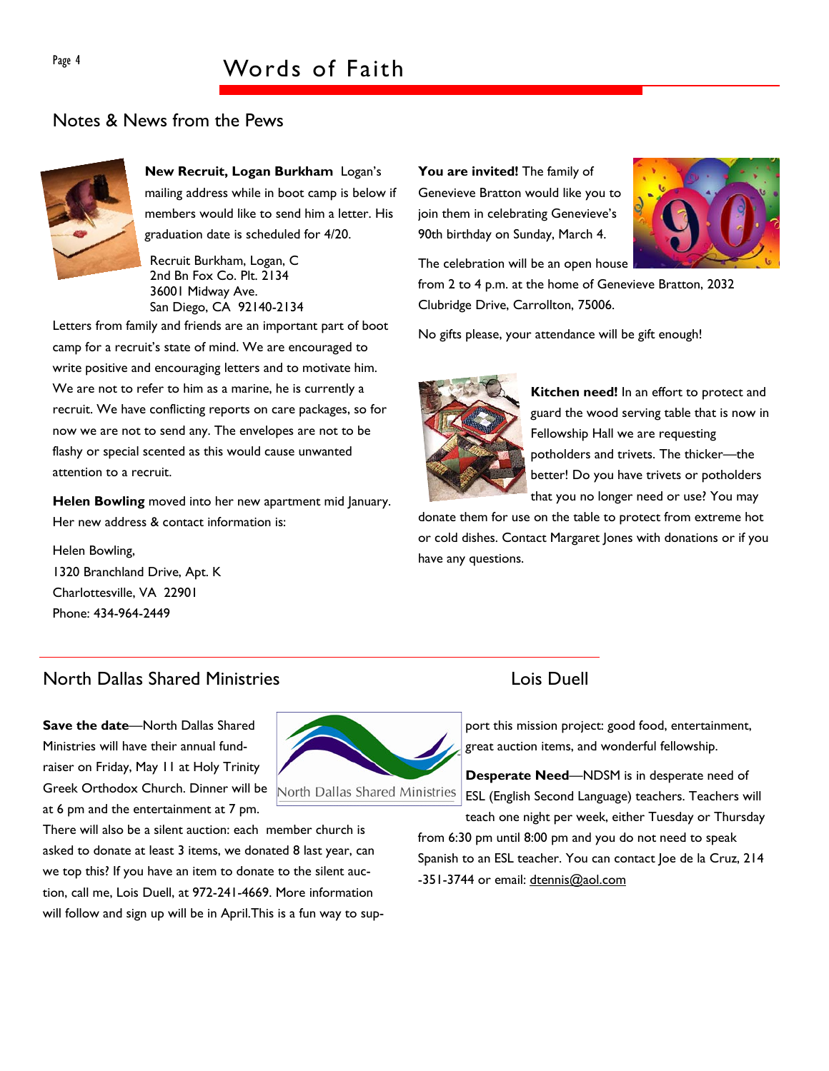## Notes & News from the Pews

**New Recruit, Logan Burkham** Logan's mailing address while in boot camp is below if members would like to send him a letter. His graduation date is scheduled for 4/20.

Recruit Burkham, Logan, C
2nd Bn Fox Co. Plt. 2134
36001 Midway Ave.
San Diego, CA 92140-2134

Letters from family and friends are an important part of boot camp for a recruit's state of mind. We are encouraged to write positive and encouraging letters and to motivate him. We are not to refer to him as a marine, he is currently a recruit. We have conflicting reports on care packages, so for now we are not to send any. The envelopes are not to be flashy or special scented as this would cause unwanted attention to a recruit.

**Helen Bowling** moved into her new apartment mid January. Her new address & contact information is:

Helen Bowling,
1320 Branchland Drive, Apt. K
Charlottesville, VA 22901
Phone: 434-964-2449

**You are invited!** The family of Genevieve Bratton would like you to join them in celebrating Genevieve's 90th birthday on Sunday, March 4.

The celebration will be an open house from 2 to 4 p.m. at the home of Genevieve Bratton, 2032 Clubridge Drive, Carrollton, 75006.

No gifts please, your attendance will be gift enough!

**Kitchen need!** In an effort to protect and guard the wood serving table that is now in Fellowship Hall we are requesting potholders and trivets. The thicker—the better! Do you have trivets or potholders that you no longer need or use? You may donate them for use on the table to protect from extreme hot or cold dishes. Contact Margaret Jones with donations or if you have any questions.

## North Dallas Shared Ministries

### Lois Duell

**Save the date**—North Dallas Shared Ministries will have their annual fund-raiser on Friday, May 11 at Holy Trinity Greek Orthodox Church. Dinner will be at 6 pm and the entertainment at 7 pm. There will also be a silent auction: each member church is asked to donate at least 3 items, we donated 8 last year, can we top this? If you have an item to donate to the silent auction, call me, Lois Duell, at 972-241-4669. More information will follow and sign up will be in April.This is a fun way to support this mission project: good food, entertainment, great auction items, and wonderful fellowship.

**Desperate Need**—NDSM is in desperate need of ESL (English Second Language) teachers. Teachers will teach one night per week, either Tuesday or Thursday from 6:30 pm until 8:00 pm and you do not need to speak Spanish to an ESL teacher. You can contact Joe de la Cruz, 214-351-3744 or email: dtennis@aol.com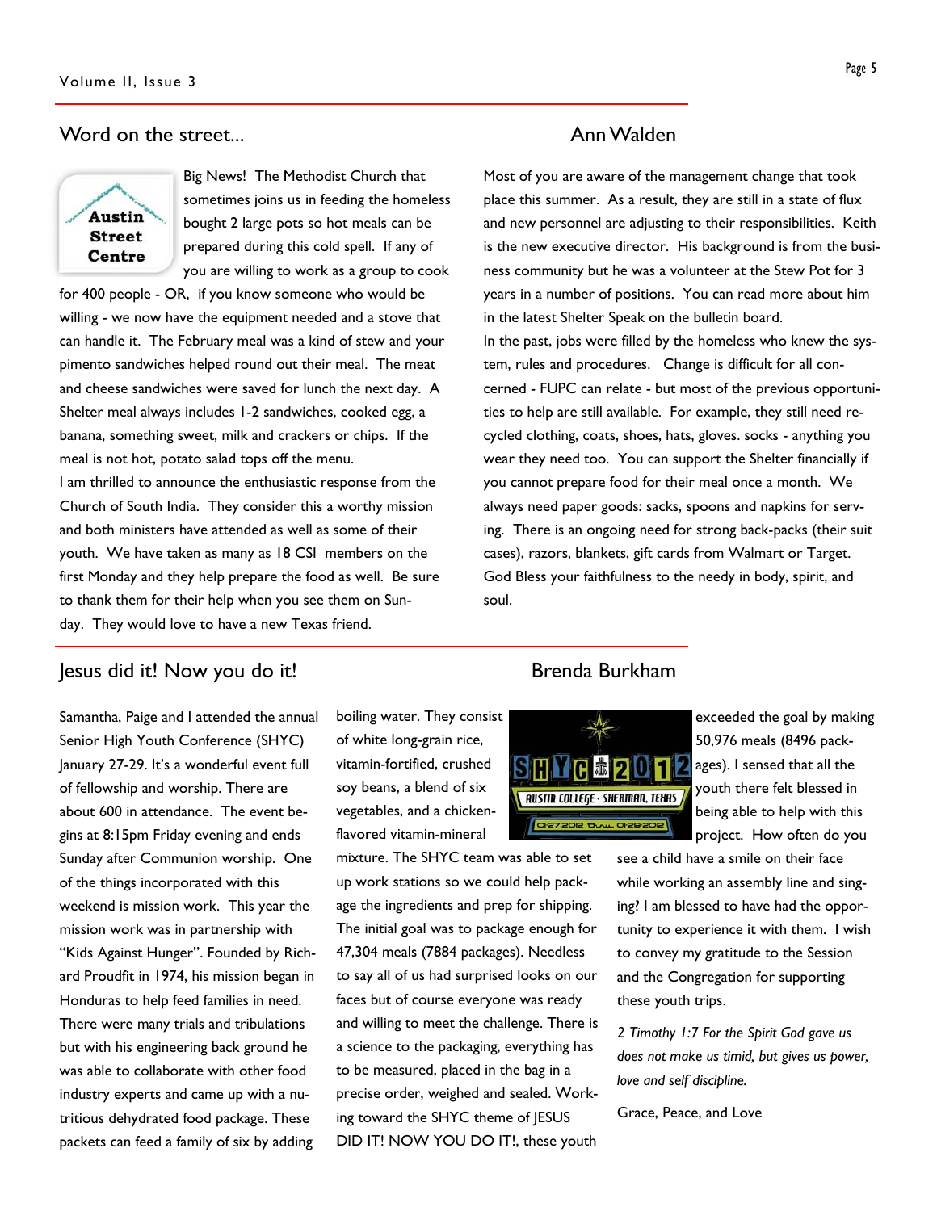## Word on the street...

**Ann Walden**

Big News! The Methodist Church that sometimes joins us in feeding the homeless bought 2 large pots so hot meals can be prepared during this cold spell. If any of you are willing to work as a group to cook for 400 people - OR, if you know someone who would be willing - we now have the equipment needed and a stove that can handle it. The February meal was a kind of stew and your pimento sandwiches helped round out their meal. The meat and cheese sandwiches were saved for lunch the next day. A Shelter meal always includes 1-2 sandwiches, cooked egg, a banana, something sweet, milk and crackers or chips. If the meal is not hot, potato salad tops off the menu.

I am thrilled to announce the enthusiastic response from the Church of South India. They consider this a worthy mission and both ministers have attended as well as some of their youth. We have taken as many as 18 CSI members on the first Monday and they help prepare the food as well. Be sure to thank them for their help when you see them on Sunday. They would love to have a new Texas friend.

Most of you are aware of the management change that took place this summer. As a result, they are still in a state of flux and new personnel are adjusting to their responsibilities. Keith is the new executive director. His background is from the business community but he was a volunteer at the Stew Pot for 3 years in a number of positions. You can read more about him in the latest Shelter Speak on the bulletin board.

In the past, jobs were filled by the homeless who knew the system, rules and procedures. Change is difficult for all concerned - FUPC can relate - but most of the previous opportunities to help are still available. For example, they still need recycled clothing, coats, shoes, hats, gloves. socks - anything you wear they need too. You can support the Shelter financially if you cannot prepare food for their meal once a month. We always need paper goods: sacks, spoons and napkins for serving. There is an ongoing need for strong back-packs (their suit cases), razors, blankets, gift cards from Walmart or Target. God Bless your faithfulness to the needy in body, spirit, and soul.

## Jesus did it! Now you do it!

**Brenda Burkham**

Samantha, Paige and I attended the annual Senior High Youth Conference (SHYC) January 27-29. It's a wonderful event full of fellowship and worship. There are about 600 in attendance. The event begins at 8:15pm Friday evening and ends Sunday after Communion worship. One of the things incorporated with this weekend is mission work. This year the mission work was in partnership with "Kids Against Hunger". Founded by Richard Proudfit in 1974, his mission began in Honduras to help feed families in need. There were many trials and tribulations but with his engineering back ground he was able to collaborate with other food industry experts and came up with a nutritious dehydrated food package. These packets can feed a family of six by adding boiling water. They consist of white long-grain rice, vitamin-fortified, crushed soy beans, a blend of six vegetables, and a chicken-flavored vitamin-mineral mixture. The SHYC team was able to set up work stations so we could help package the ingredients and prep for shipping. The initial goal was to package enough for 47,304 meals (7884 packages). Needless to say all of us had surprised looks on our faces but of course everyone was ready and willing to meet the challenge. There is a science to the packaging, everything has to be measured, placed in the bag in a precise order, weighed and sealed. Working toward the SHYC theme of JESUS DID IT! NOW YOU DO IT!, these youth exceeded the goal by making 50,976 meals (8496 packages). I sensed that all the youth there felt blessed in being able to help with this project. How often do you see a child have a smile on their face while working an assembly line and singing? I am blessed to have had the opportunity to experience it with them. I wish to convey my gratitude to the Session and the Congregation for supporting these youth trips.

*2 Timothy 1:7 For the Spirit God gave us does not make us timid, but gives us power, love and self discipline.*

Grace, Peace, and Love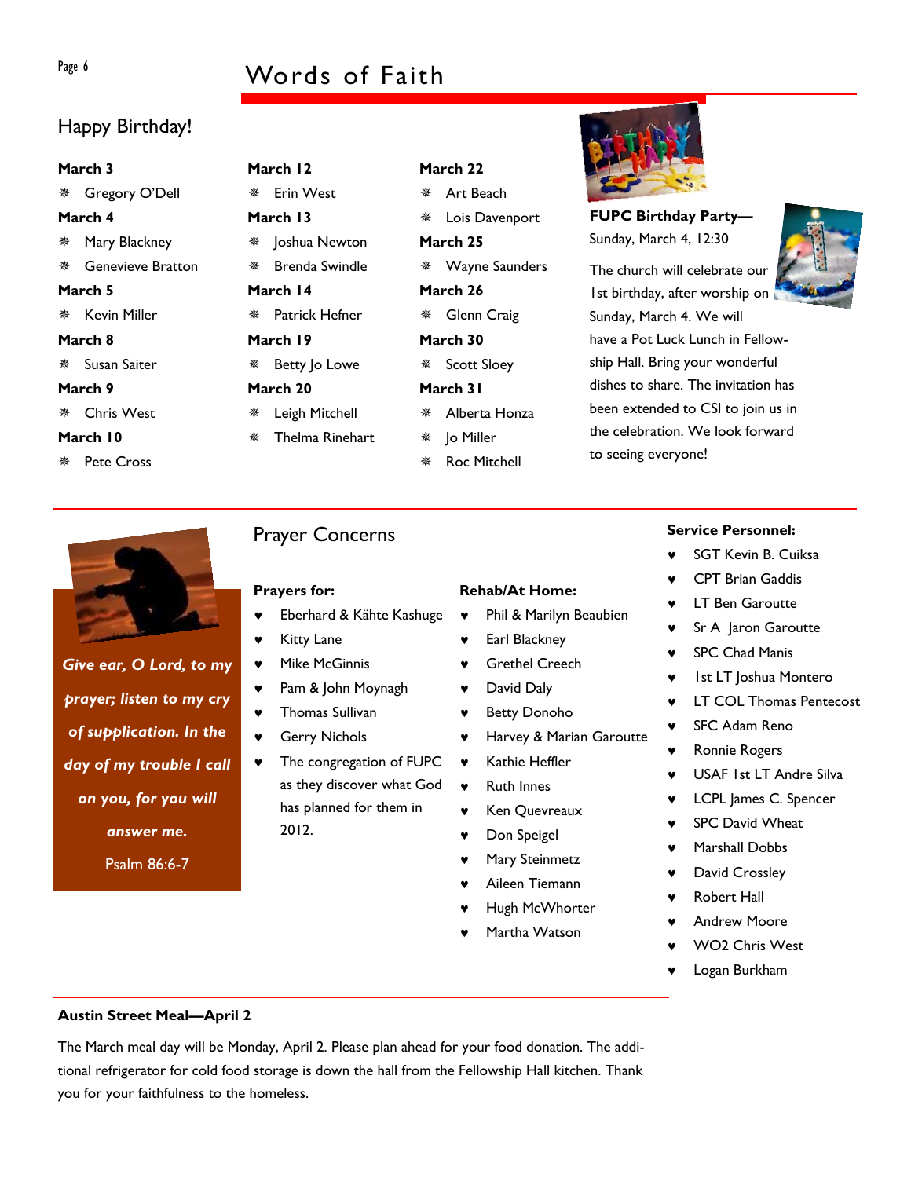## Happy Birthday!

**March 3**
- Gregory O'Dell

**March 4**
- Mary Blackney
- Genevieve Bratton

**March 5**
- Kevin Miller

**March 8**
- Susan Saiter

**March 9**
- Chris West

**March 10**
- Pete Cross

**March 12**
- Erin West

**March 13**
- Joshua Newton
- Brenda Swindle

**March 14**
- Patrick Hefner

**March 19**
- Betty Jo Lowe

**March 20**
- Leigh Mitchell
- Thelma Rinehart

**March 22**
- Art Beach
- Lois Davenport

**March 25**
- Wayne Saunders

**March 26**
- Glenn Craig

**March 30**
- Scott Sloey

**March 31**
- Alberta Honza
- Jo Miller
- Roc Mitchell

**FUPC Birthday Party—** Sunday, March 4, 12:30

The church will celebrate our 1st birthday, after worship on Sunday, March 4. We will have a Pot Luck Lunch in Fellowship Hall. Bring your wonderful dishes to share. The invitation has been extended to CSI to join us in the celebration. We look forward to seeing everyone!

***Give ear, O Lord, to my prayer; listen to my cry of supplication. In the day of my trouble I call on you, for you will answer me.***

Psalm 86:6-7

## Prayer Concerns

**Prayers for:**
- Eberhard & Kähte Kashuge
- Kitty Lane
- Mike McGinnis
- Pam & John Moynagh
- Thomas Sullivan
- Gerry Nichols
- The congregation of FUPC as they discover what God has planned for them in 2012.

**Rehab/At Home:**
- Phil & Marilyn Beaubien
- Earl Blackney
- Grethel Creech
- David Daly
- Betty Donoho
- Harvey & Marian Garoutte
- Kathie Heffler
- Ruth Innes
- Ken Quevreaux
- Don Speigel
- Mary Steinmetz
- Aileen Tiemann
- Hugh McWhorter
- Martha Watson

**Service Personnel:**
- SGT Kevin B. Cuiksa
- CPT Brian Gaddis
- LT Ben Garoutte
- Sr A Jaron Garoutte
- SPC Chad Manis
- 1st LT Joshua Montero
- LT COL Thomas Pentecost
- SFC Adam Reno
- Ronnie Rogers
- USAF 1st LT Andre Silva
- LCPL James C. Spencer
- SPC David Wheat
- Marshall Dobbs
- David Crossley
- Robert Hall
- Andrew Moore
- WO2 Chris West
- Logan Burkham

**Austin Street Meal—April 2**

The March meal day will be Monday, April 2. Please plan ahead for your food donation. The additional refrigerator for cold food storage is down the hall from the Fellowship Hall kitchen. Thank you for your faithfulness to the homeless.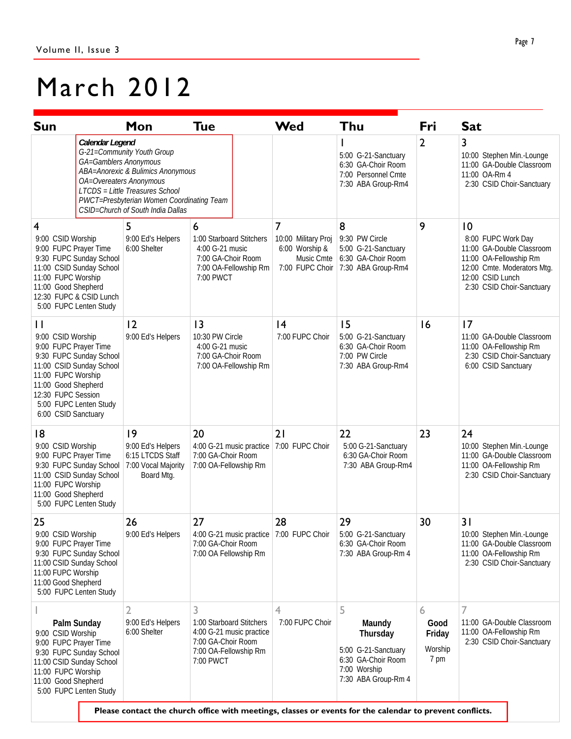# March 2012

| Sun | Mon | Tue | Wed | Thu | Fri | Sat |
|---|---|---|---|---|---|---|
| | ***Calendar Legend*** *G-21=Community Youth Group* *GA=Gamblers Anonymous* *ABA=Anorexic & Bulimics Anonymous* *OA=Overeaters Anonymous* *LTCDS = Little Treasures School* *PWCT=Presbyterian Women Coordinating Team* *CSID=Church of South India Dallas* | | | 1<br>5:00 G-21-Sanctuary<br>6:30 GA-Choir Room<br>7:00 Personnel Cmte<br>7:30 ABA Group-Rm4 | 2 | 3<br>10:00 Stephen Min.-Lounge<br>11:00 GA-Double Classroom<br>11:00 OA-Rm 4<br>2:30 CSID Choir-Sanctuary |
| 4<br>9:00 CSID Worship<br>9:00 FUPC Prayer Time<br>9:30 FUPC Sunday School<br>11:00 CSID Sunday School<br>11:00 FUPC Worship<br>11:00 Good Shepherd<br>12:30 FUPC & CSID Lunch<br>5:00 FUPC Lenten Study | 5<br>9:00 Ed's Helpers<br>6:00 Shelter | 6<br>1:00 Starboard Stitchers<br>4:00 G-21 music<br>7:00 GA-Choir Room<br>7:00 OA-Fellowship Rm<br>7:00 PWCT | 7<br>10:00 Military Proj<br>6:00 Worship & Music Cmte<br>7:00 FUPC Choir | 8<br>9:30 PW Circle<br>5:00 G-21-Sanctuary<br>6:30 GA-Choir Room<br>7:30 ABA Group-Rm4 | 9 | 10<br>8:00 FUPC Work Day<br>11:00 GA-Double Classroom<br>11:00 OA-Fellowship Rm<br>12:00 Cmte. Moderators Mtg.<br>12:00 CSID Lunch<br>2:30 CSID Choir-Sanctuary |
| 11<br>9:00 CSID Worship<br>9:00 FUPC Prayer Time<br>9:30 FUPC Sunday School<br>11:00 CSID Sunday School<br>11:00 FUPC Worship<br>11:00 Good Shepherd<br>12:30 FUPC Session<br>5:00 FUPC Lenten Study<br>6:00 CSID Sanctuary | 12<br>9:00 Ed's Helpers | 13<br>10:30 PW Circle<br>4:00 G-21 music<br>7:00 GA-Choir Room<br>7:00 OA-Fellowship Rm | 14<br>7:00 FUPC Choir | 15<br>5:00 G-21-Sanctuary<br>6:30 GA-Choir Room<br>7:00 PW Circle<br>7:30 ABA Group-Rm4 | 16 | 17<br>11:00 GA-Double Classroom<br>11:00 OA-Fellowship Rm<br>2:30 CSID Choir-Sanctuary<br>6:00 CSID Sanctuary |
| 18<br>9:00 CSID Worship<br>9:00 FUPC Prayer Time<br>9:30 FUPC Sunday School<br>11:00 CSID Sunday School<br>11:00 FUPC Worship<br>11:00 Good Shepherd<br>5:00 FUPC Lenten Study | 19<br>9:00 Ed's Helpers<br>6:15 LTCDS Staff<br>7:00 Vocal Majority Board Mtg. | 20<br>4:00 G-21 music practice<br>7:00 GA-Choir Room<br>7:00 OA-Fellowship Rm | 21<br>7:00 FUPC Choir | 22<br>5:00 G-21-Sanctuary<br>6:30 GA-Choir Room<br>7:30 ABA Group-Rm4 | 23 | 24<br>10:00 Stephen Min.-Lounge<br>11:00 GA-Double Classroom<br>11:00 OA-Fellowship Rm<br>2:30 CSID Choir-Sanctuary |
| 25<br>9:00 CSID Worship<br>9:00 FUPC Prayer Time<br>9:30 FUPC Sunday School<br>11:00 CSID Sunday School<br>11:00 FUPC Worship<br>11:00 Good Shepherd<br>5:00 FUPC Lenten Study | 26<br>9:00 Ed's Helpers | 27<br>4:00 G-21 music practice<br>7:00 GA-Choir Room<br>7:00 OA Fellowship Rm | 28<br>7:00 FUPC Choir | 29<br>5:00 G-21-Sanctuary<br>6:30 GA-Choir Room<br>7:30 ABA Group-Rm 4 | 30 | 31<br>10:00 Stephen Min.-Lounge<br>11:00 GA-Double Classroom<br>11:00 OA-Fellowship Rm<br>2:30 CSID Choir-Sanctuary |
| 1<br>**Palm Sunday**<br>9:00 CSID Worship<br>9:00 FUPC Prayer Time<br>9:30 FUPC Sunday School<br>11:00 CSID Sunday School<br>11:00 FUPC Worship<br>11:00 Good Shepherd<br>5:00 FUPC Lenten Study | 2<br>9:00 Ed's Helpers<br>6:00 Shelter | 3<br>1:00 Starboard Stitchers<br>4:00 G-21 music practice<br>7:00 GA-Choir Room<br>7:00 OA-Fellowship Rm<br>7:00 PWCT | 4<br>7:00 FUPC Choir | 5<br>**Maundy Thursday**<br>5:00 G-21-Sanctuary<br>6:30 GA-Choir Room<br>7:00 Worship<br>7:30 ABA Group-Rm 4 | 6<br>**Good Friday**<br>Worship 7 pm | 7<br>11:00 GA-Double Classroom<br>11:00 OA-Fellowship Rm<br>2:30 CSID Choir-Sanctuary |

**Please contact the church office with meetings, classes or events for the calendar to prevent conflicts.**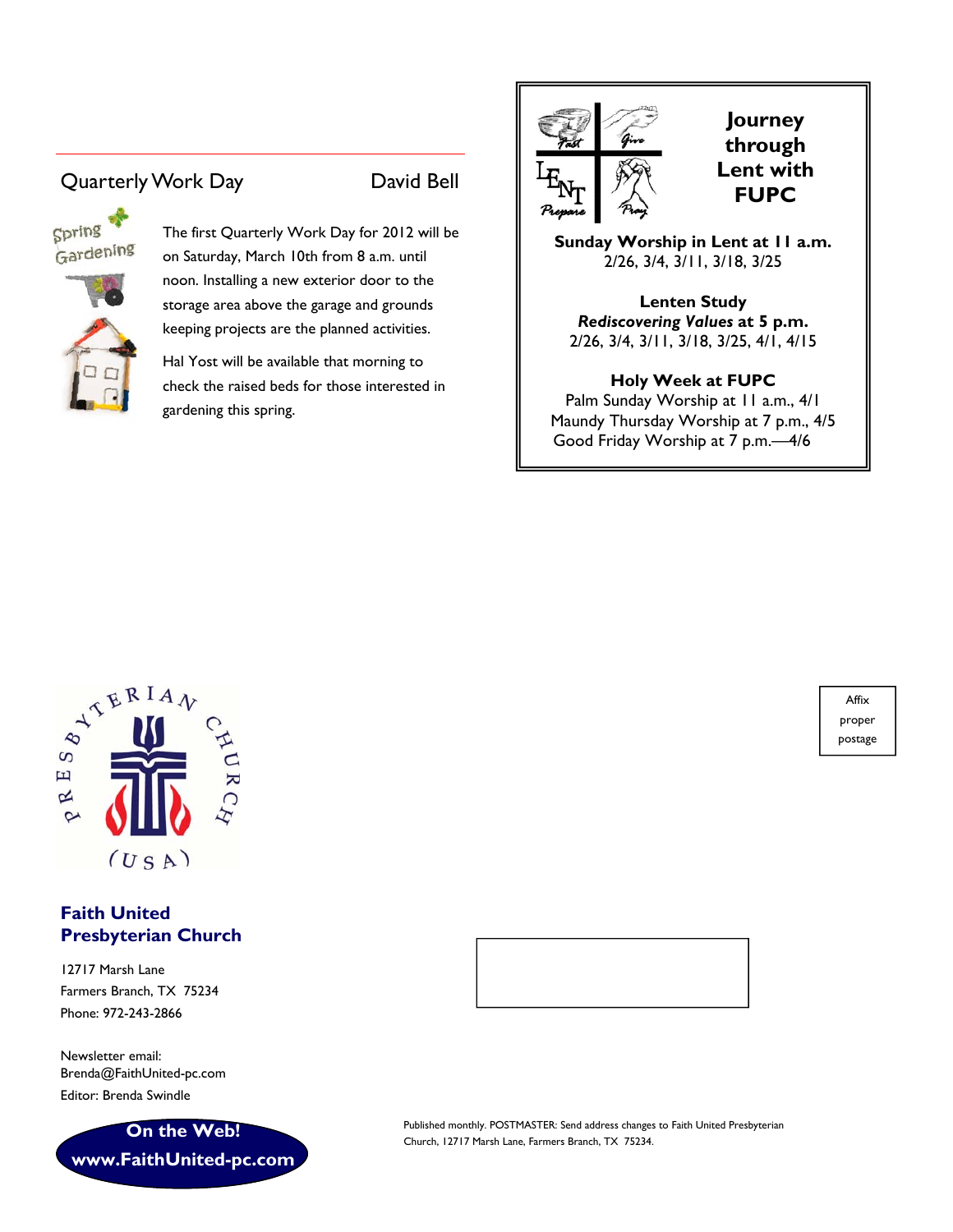## Quarterly Work Day — David Bell

Spring Gardening

The first Quarterly Work Day for 2012 will be on Saturday, March 10th from 8 a.m. until noon. Installing a new exterior door to the storage area above the garage and grounds keeping projects are the planned activities.

Hal Yost will be available that morning to check the raised beds for those interested in gardening this spring.

## Journey through Lent with FUPC

Fast · Give · Prepare · Pray

**Sunday Worship in Lent at 11 a.m.**
2/26, 3/4, 3/11, 3/18, 3/25

**Lenten Study**
***Rediscovering Values*** **at 5 p.m.**
2/26, 3/4, 3/11, 3/18, 3/25, 4/1, 4/15

**Holy Week at FUPC**
Palm Sunday Worship at 11 a.m., 4/1
Maundy Thursday Worship at 7 p.m., 4/5
Good Friday Worship at 7 p.m.—4/6

PRESBYTERIAN CHURCH (USA)

**Faith United Presbyterian Church**

12717 Marsh Lane
Farmers Branch, TX 75234
Phone: 972-243-2866

Newsletter email:
Brenda@FaithUnited-pc.com
Editor: Brenda Swindle

**On the Web!**
**www.FaithUnited-pc.com**

Affix proper postage

Published monthly. POSTMASTER: Send address changes to Faith United Presbyterian Church, 12717 Marsh Lane, Farmers Branch, TX 75234.